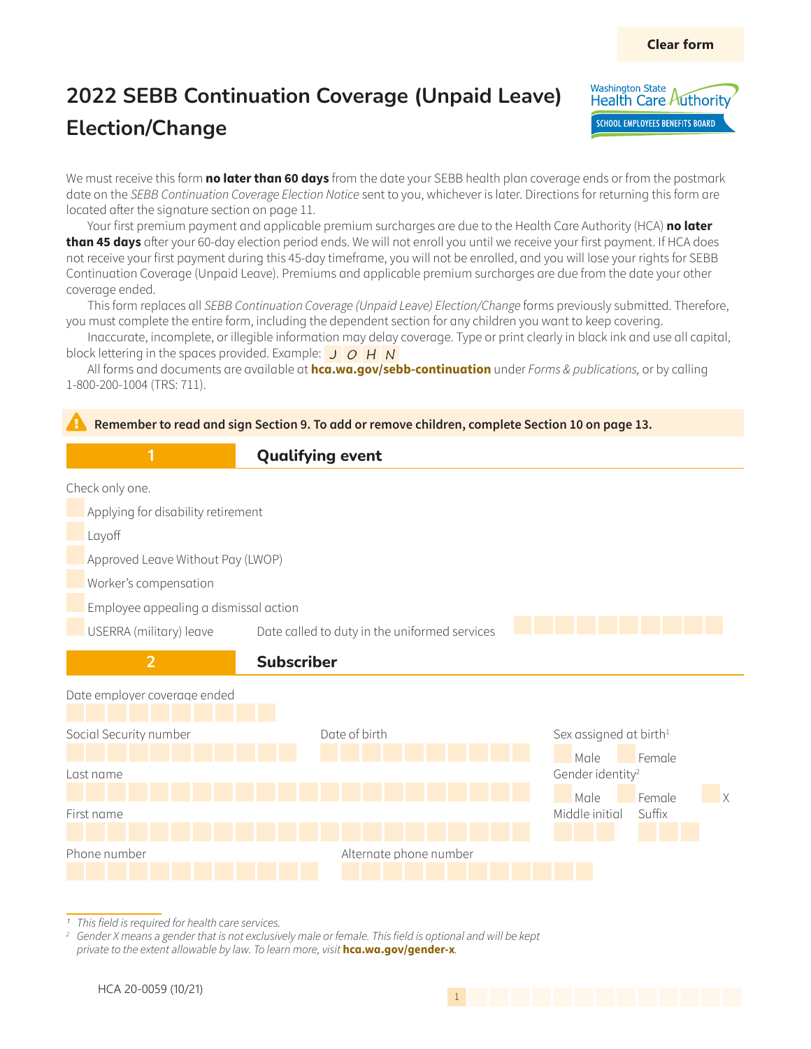Clear form

# 2022 SEBB Continuation Coverage (Unpaid Leave) Election/Change

Washington State Health Care Authority
SCHOOL EMPLOYEES BENEFITS BOARD

We must receive this form **no later than 60 days** from the date your SEBB health plan coverage ends or from the postmark date on the *SEBB Continuation Coverage Election Notice* sent to you, whichever is later. Directions for returning this form are located after the signature section on page 11.

Your first premium payment and applicable premium surcharges are due to the Health Care Authority (HCA) **no later than 45 days** after your 60-day election period ends. We will not enroll you until we receive your first payment. If HCA does not receive your first payment during this 45-day timeframe, you will not be enrolled, and you will lose your rights for SEBB Continuation Coverage (Unpaid Leave). Premiums and applicable premium surcharges are due from the date your other coverage ended.

This form replaces all *SEBB Continuation Coverage (Unpaid Leave) Election/Change* forms previously submitted. Therefore, you must complete the entire form, including the dependent section for any children you want to keep covering.

Inaccurate, incomplete, or illegible information may delay coverage. Type or print clearly in black ink and use all capital, block lettering in the spaces provided. Example: J O H N

All forms and documents are available at **hca.wa.gov/sebb-continuation** under *Forms & publications,* or by calling 1-800-200-1004 (TRS: 711).

**Remember to read and sign Section 9. To add or remove children, complete Section 10 on page 13.**

## 1 Qualifying event

Check only one.

- Applying for disability retirement
- Layoff
- Approved Leave Without Pay (LWOP)
- Worker's compensation
- Employee appealing a dismissal action
- USERRA (military) leave Date called to duty in the uniformed services

## 2 Subscriber

Date employer coverage ended

Social Security number

Date of birth

Sex assigned at birth[1]
- Male
- Female

Last name

Gender identity[2]
- Male
- Female
- X

First name

Middle initial

Suffix

Phone number

Alternate phone number

[1] *This field is required for health care services.*

[2] *Gender X means a gender that is not exclusively male or female. This field is optional and will be kept private to the extent allowable by law. To learn more, visit* **hca.wa.gov/gender-x**.

HCA 20-0059 (10/21)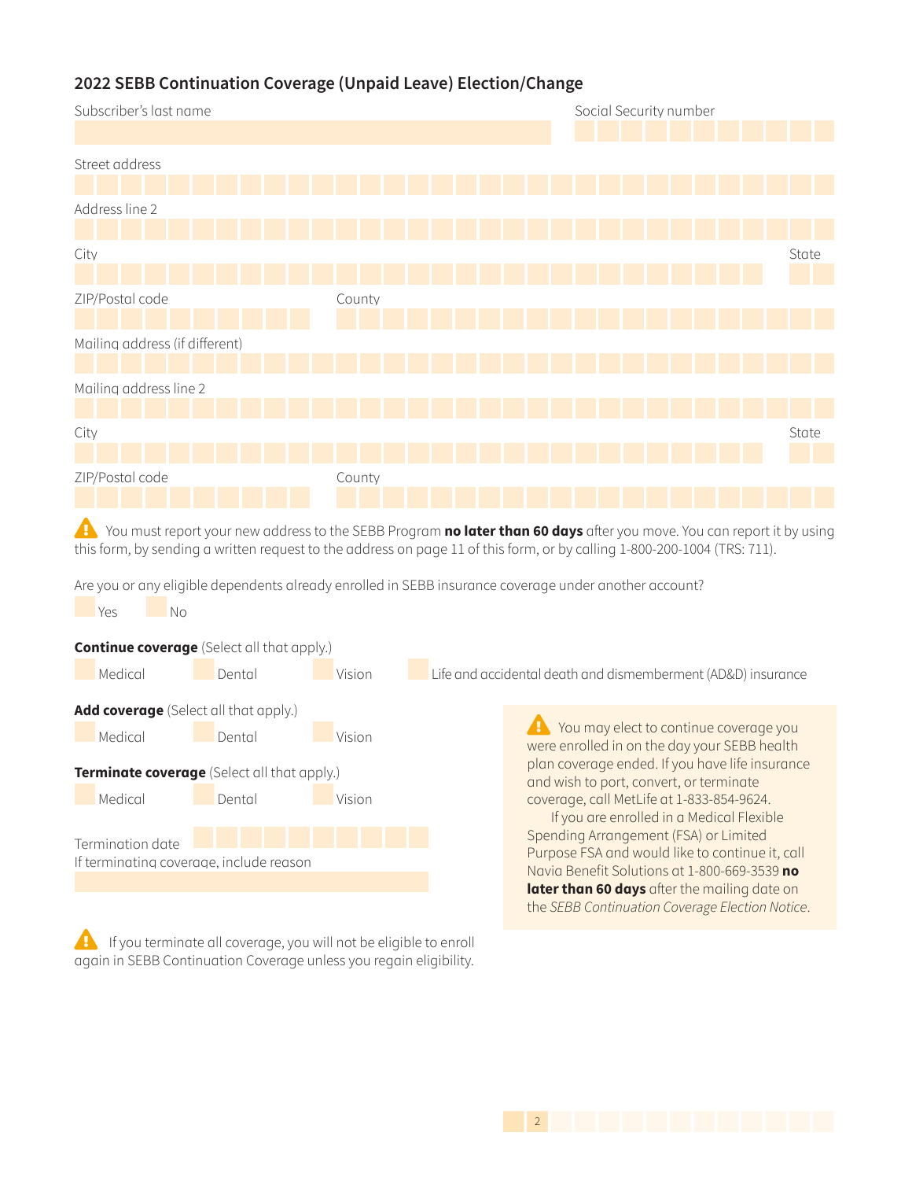## 2022 SEBB Continuation Coverage (Unpaid Leave) Election/Change

Subscriber's last name

Social Security number

Street address

Address line 2

City

State

ZIP/Postal code

County

Mailing address (if different)

Mailing address line 2

City

State

ZIP/Postal code

County

⚠ You must report your new address to the SEBB Program **no later than 60 days** after you move. You can report it by using this form, by sending a written request to the address on page 11 of this form, or by calling 1-800-200-1004 (TRS: 711).

Are you or any eligible dependents already enrolled in SEBB insurance coverage under another account?

☐ Yes ☐ No

**Continue coverage** (Select all that apply.)

☐ Medical ☐ Dental ☐ Vision ☐ Life and accidental death and dismemberment (AD&D) insurance

**Add coverage** (Select all that apply.)

☐ Medical ☐ Dental ☐ Vision

**Terminate coverage** (Select all that apply.)

☐ Medical ☐ Dental ☐ Vision

Termination date

If terminating coverage, include reason

⚠ You may elect to continue coverage you were enrolled in on the day your SEBB health plan coverage ended. If you have life insurance and wish to port, convert, or terminate coverage, call MetLife at 1-833-854-9624.

If you are enrolled in a Medical Flexible Spending Arrangement (FSA) or Limited Purpose FSA and would like to continue it, call Navia Benefit Solutions at 1-800-669-3539 **no later than 60 days** after the mailing date on the *SEBB Continuation Coverage Election Notice*.

⚠ If you terminate all coverage, you will not be eligible to enroll again in SEBB Continuation Coverage unless you regain eligibility.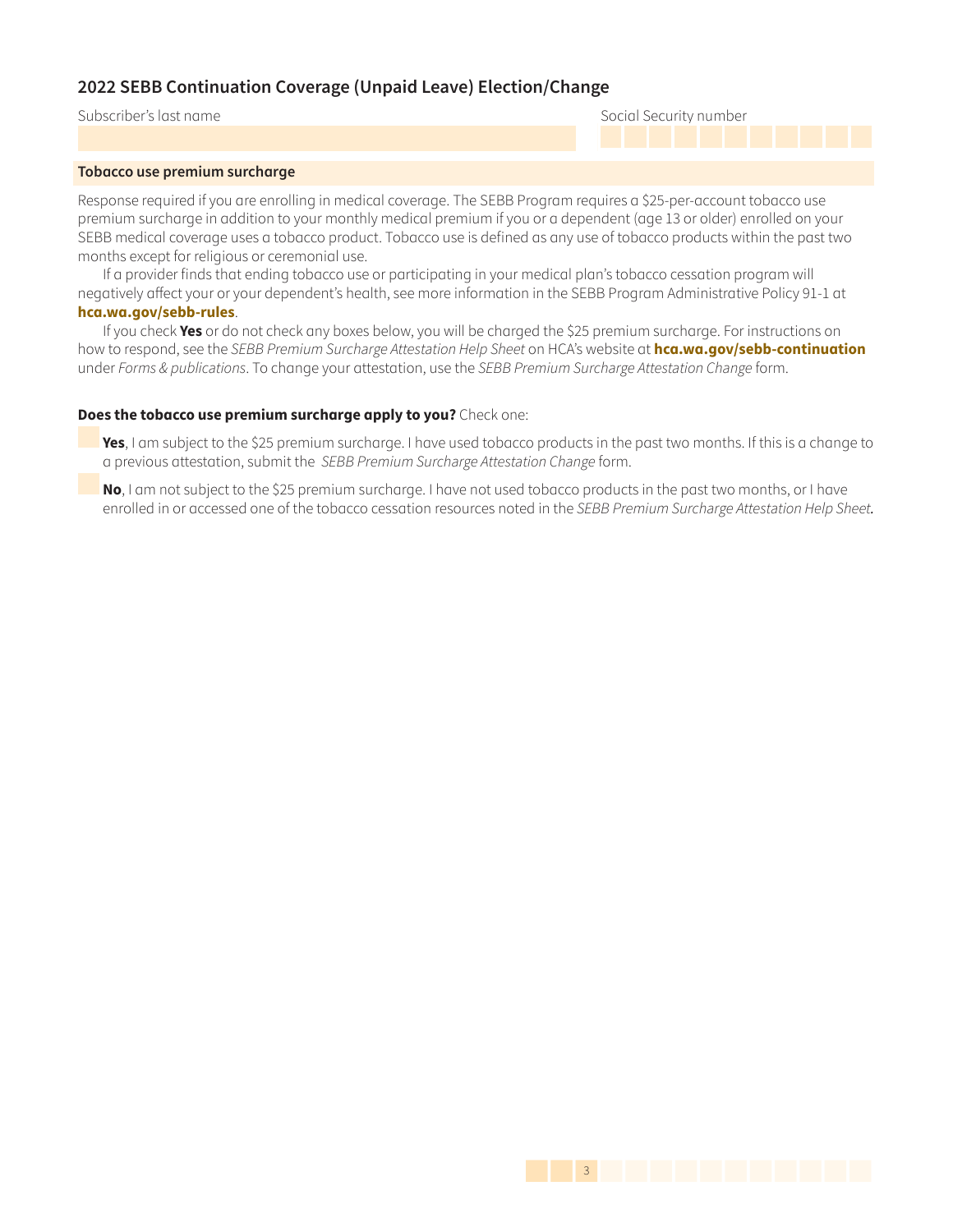## 2022 SEBB Continuation Coverage (Unpaid Leave) Election/Change

Subscriber's last name

Social Security number

### Tobacco use premium surcharge

Response required if you are enrolling in medical coverage. The SEBB Program requires a $25-per-account tobacco use premium surcharge in addition to your monthly medical premium if you or a dependent (age 13 or older) enrolled on your SEBB medical coverage uses a tobacco product. Tobacco use is defined as any use of tobacco products within the past two months except for religious or ceremonial use.

If a provider finds that ending tobacco use or participating in your medical plan's tobacco cessation program will negatively affect your or your dependent's health, see more information in the SEBB Program Administrative Policy 91-1 at **hca.wa.gov/sebb-rules**.

If you check **Yes** or do not check any boxes below, you will be charged the $25 premium surcharge. For instructions on how to respond, see the *SEBB Premium Surcharge Attestation Help Sheet* on HCA's website at **hca.wa.gov/sebb-continuation** under *Forms & publications*. To change your attestation, use the *SEBB Premium Surcharge Attestation Change* form.

**Does the tobacco use premium surcharge apply to you?** Check one:

- ☐ **Yes**, I am subject to the $25 premium surcharge. I have used tobacco products in the past two months. If this is a change to a previous attestation, submit the *SEBB Premium Surcharge Attestation Change* form.
- ☐ **No**, I am not subject to the $25 premium surcharge. I have not used tobacco products in the past two months, or I have enrolled in or accessed one of the tobacco cessation resources noted in the *SEBB Premium Surcharge Attestation Help Sheet.*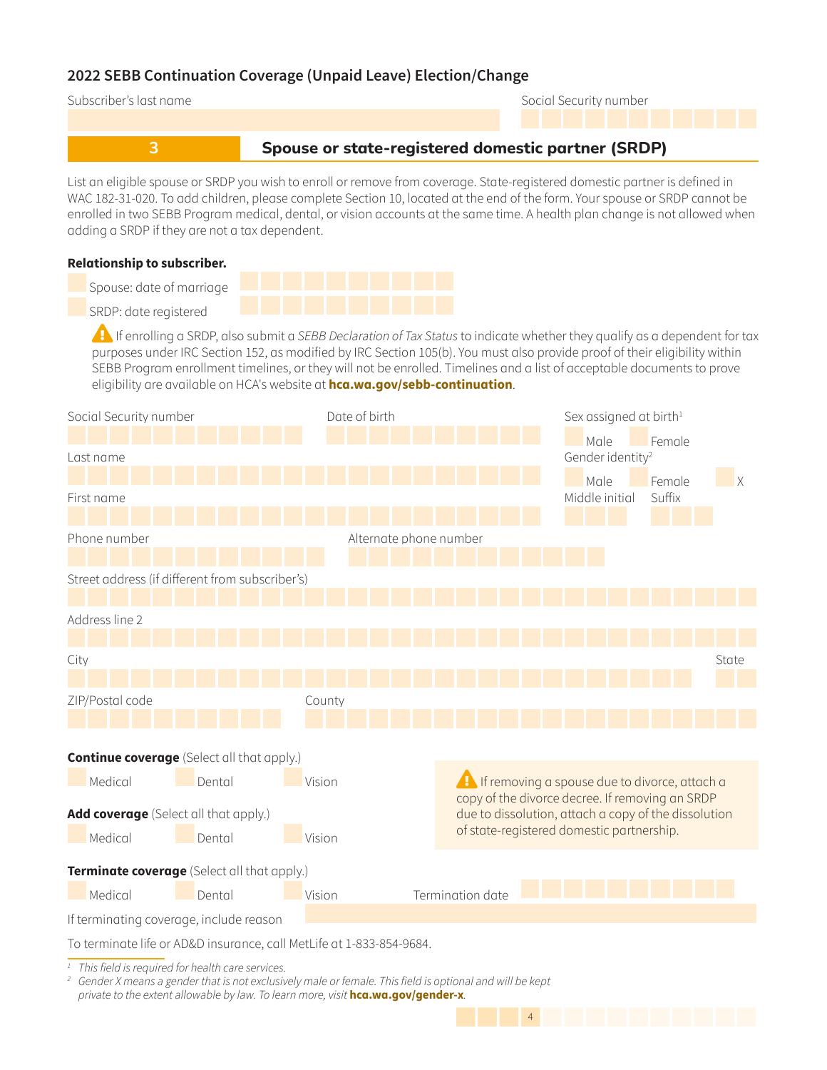## 2022 SEBB Continuation Coverage (Unpaid Leave) Election/Change

Subscriber's last name

Social Security number

## 3 Spouse or state-registered domestic partner (SRDP)

List an eligible spouse or SRDP you wish to enroll or remove from coverage. State-registered domestic partner is defined in WAC 182-31-020. To add children, please complete Section 10, located at the end of the form. Your spouse or SRDP cannot be enrolled in two SEBB Program medical, dental, or vision accounts at the same time. A health plan change is not allowed when adding a SRDP if they are not a tax dependent.

**Relationship to subscriber.**

- Spouse: date of marriage
- SRDP: date registered

⚠ If enrolling a SRDP, also submit a *SEBB Declaration of Tax Status* to indicate whether they qualify as a dependent for tax purposes under IRC Section 152, as modified by IRC Section 105(b). You must also provide proof of their eligibility within SEBB Program enrollment timelines, or they will not be enrolled. Timelines and a list of acceptable documents to prove eligibility are available on HCA's website at **hca.wa.gov/sebb-continuation**.

Social Security number

Date of birth

Sex assigned at birth[1]
- Male
- Female

Last name

Gender identity[2]
- Male
- Female
- X

First name

Middle initial

Suffix

Phone number

Alternate phone number

Street address (if different from subscriber's)

Address line 2

City

State

ZIP/Postal code

County

**Continue coverage** (Select all that apply.)
- Medical
- Dental
- Vision

**Add coverage** (Select all that apply.)
- Medical
- Dental
- Vision

⚠ If removing a spouse due to divorce, attach a copy of the divorce decree. If removing an SRDP due to dissolution, attach a copy of the dissolution of state-registered domestic partnership.

**Terminate coverage** (Select all that apply.)
- Medical
- Dental
- Vision

Termination date

If terminating coverage, include reason

To terminate life or AD&D insurance, call MetLife at 1-833-854-9684.

[1] *This field is required for health care services.*

[2] *Gender X means a gender that is not exclusively male or female. This field is optional and will be kept private to the extent allowable by law. To learn more, visit* ***hca.wa.gov/gender-x****.*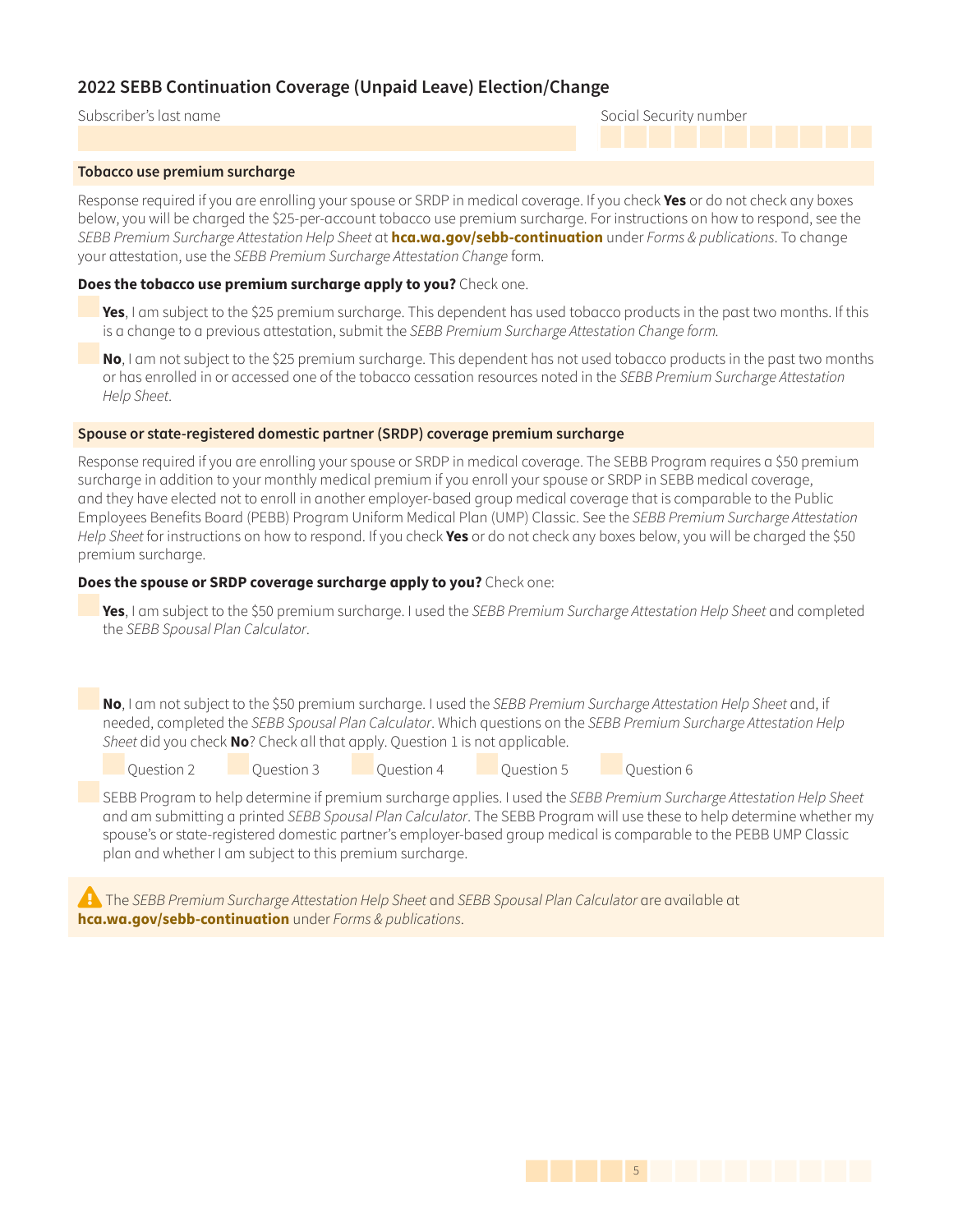## 2022 SEBB Continuation Coverage (Unpaid Leave) Election/Change

Subscriber's last name

Social Security number

### Tobacco use premium surcharge

Response required if you are enrolling your spouse or SRDP in medical coverage. If you check **Yes** or do not check any boxes below, you will be charged the $25-per-account tobacco use premium surcharge. For instructions on how to respond, see the *SEBB Premium Surcharge Attestation Help Sheet* at **hca.wa.gov/sebb-continuation** under *Forms & publications*. To change your attestation, use the *SEBB Premium Surcharge Attestation Change* form.

**Does the tobacco use premium surcharge apply to you?** Check one.

- **Yes**, I am subject to the $25 premium surcharge. This dependent has used tobacco products in the past two months. If this is a change to a previous attestation, submit the *SEBB Premium Surcharge Attestation Change form.*
- **No**, I am not subject to the $25 premium surcharge. This dependent has not used tobacco products in the past two months or has enrolled in or accessed one of the tobacco cessation resources noted in the *SEBB Premium Surcharge Attestation Help Sheet*.

### Spouse or state-registered domestic partner (SRDP) coverage premium surcharge

Response required if you are enrolling your spouse or SRDP in medical coverage. The SEBB Program requires a $50 premium surcharge in addition to your monthly medical premium if you enroll your spouse or SRDP in SEBB medical coverage, and they have elected not to enroll in another employer-based group medical coverage that is comparable to the Public Employees Benefits Board (PEBB) Program Uniform Medical Plan (UMP) Classic. See the *SEBB Premium Surcharge Attestation Help Sheet* for instructions on how to respond. If you check **Yes** or do not check any boxes below, you will be charged the $50 premium surcharge.

**Does the spouse or SRDP coverage surcharge apply to you?** Check one:

- **Yes**, I am subject to the $50 premium surcharge. I used the *SEBB Premium Surcharge Attestation Help Sheet* and completed the *SEBB Spousal Plan Calculator*.
- **No**, I am not subject to the $50 premium surcharge. I used the *SEBB Premium Surcharge Attestation Help Sheet* and, if needed, completed the *SEBB Spousal Plan Calculator*. Which questions on the *SEBB Premium Surcharge Attestation Help Sheet* did you check **No**? Check all that apply. Question 1 is not applicable.
  - Question 2
  - Question 3
  - Question 4
  - Question 5
  - Question 6
- SEBB Program to help determine if premium surcharge applies. I used the *SEBB Premium Surcharge Attestation Help Sheet* and am submitting a printed *SEBB Spousal Plan Calculator*. The SEBB Program will use these to help determine whether my spouse's or state-registered domestic partner's employer-based group medical is comparable to the PEBB UMP Classic plan and whether I am subject to this premium surcharge.

⚠ The *SEBB Premium Surcharge Attestation Help Sheet* and *SEBB Spousal Plan Calculator* are available at **hca.wa.gov/sebb-continuation** under *Forms & publications*.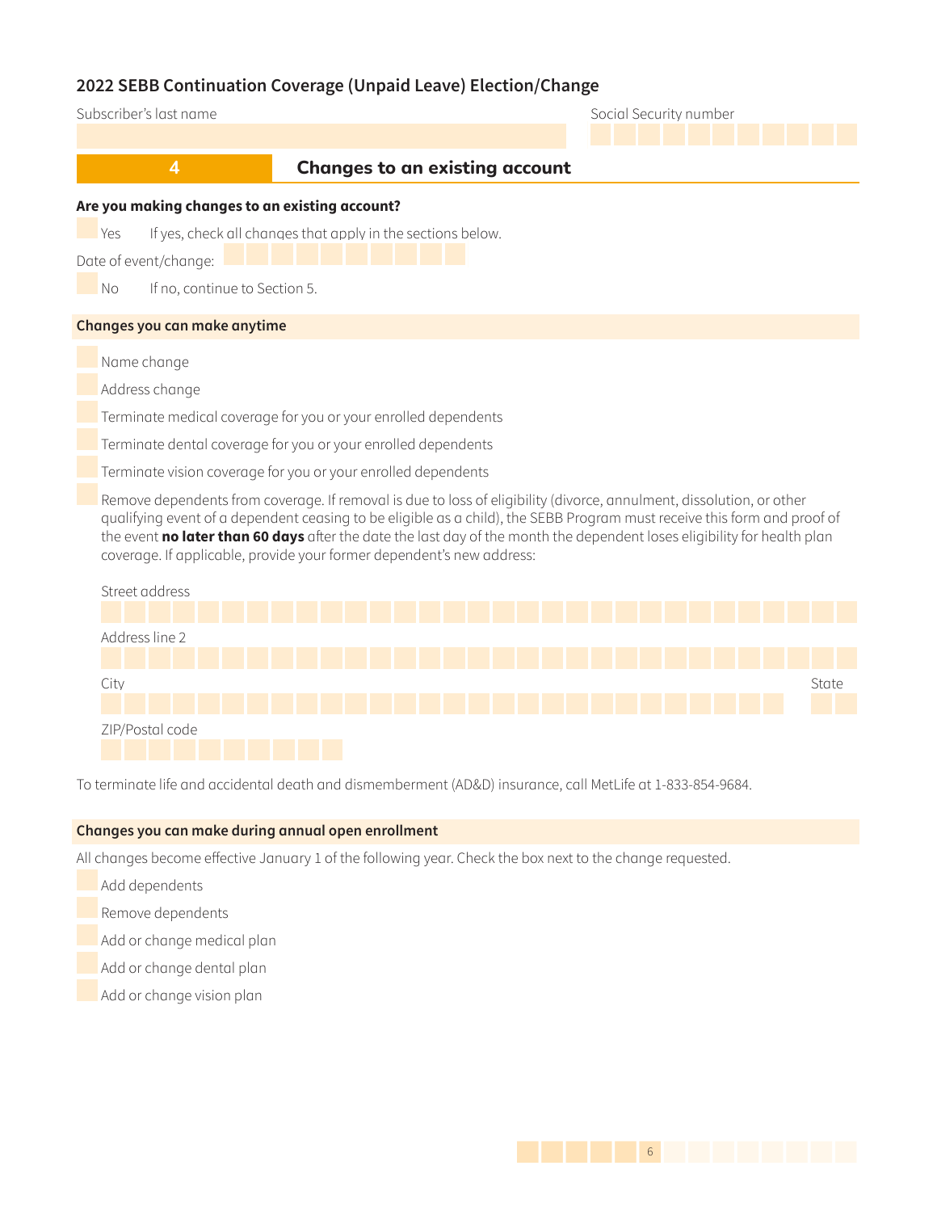## 2022 SEBB Continuation Coverage (Unpaid Leave) Election/Change

Subscriber's last name

Social Security number

## 4 Changes to an existing account

**Are you making changes to an existing account?**

- [ ] Yes If yes, check all changes that apply in the sections below.

Date of event/change:

- [ ] No If no, continue to Section 5.

### Changes you can make anytime

- [ ] Name change
- [ ] Address change
- [ ] Terminate medical coverage for you or your enrolled dependents
- [ ] Terminate dental coverage for you or your enrolled dependents
- [ ] Terminate vision coverage for you or your enrolled dependents
- [ ] Remove dependents from coverage. If removal is due to loss of eligibility (divorce, annulment, dissolution, or other qualifying event of a dependent ceasing to be eligible as a child), the SEBB Program must receive this form and proof of the event **no later than 60 days** after the date the last day of the month the dependent loses eligibility for health plan coverage. If applicable, provide your former dependent's new address:

Street address

Address line 2

City

State

ZIP/Postal code

To terminate life and accidental death and dismemberment (AD&D) insurance, call MetLife at 1-833-854-9684.

### Changes you can make during annual open enrollment

All changes become effective January 1 of the following year. Check the box next to the change requested.

- [ ] Add dependents
- [ ] Remove dependents
- [ ] Add or change medical plan
- [ ] Add or change dental plan
- [ ] Add or change vision plan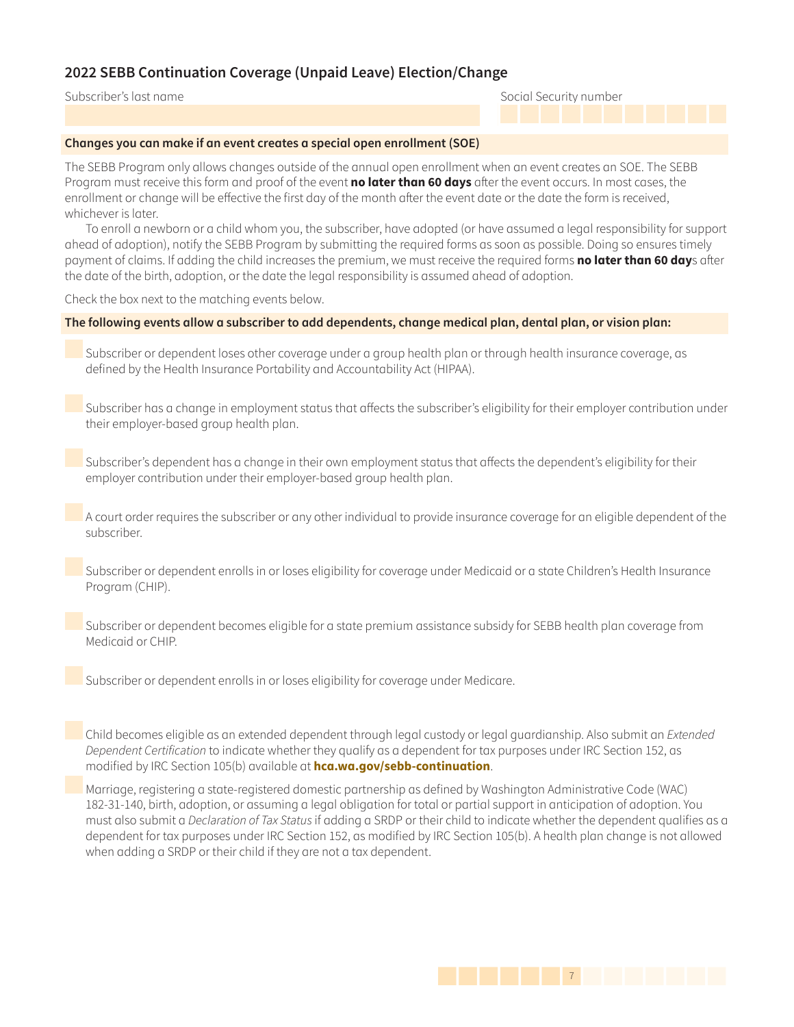## 2022 SEBB Continuation Coverage (Unpaid Leave) Election/Change

Subscriber's last name

Social Security number

**Changes you can make if an event creates a special open enrollment (SOE)**

The SEBB Program only allows changes outside of the annual open enrollment when an event creates an SOE. The SEBB Program must receive this form and proof of the event **no later than 60 days** after the event occurs. In most cases, the enrollment or change will be effective the first day of the month after the event date or the date the form is received, whichever is later.

To enroll a newborn or a child whom you, the subscriber, have adopted (or have assumed a legal responsibility for support ahead of adoption), notify the SEBB Program by submitting the required forms as soon as possible. Doing so ensures timely payment of claims. If adding the child increases the premium, we must receive the required forms **no later than 60 day**s after the date of the birth, adoption, or the date the legal responsibility is assumed ahead of adoption.

Check the box next to the matching events below.

**The following events allow a subscriber to add dependents, change medical plan, dental plan, or vision plan:**

- ☐ Subscriber or dependent loses other coverage under a group health plan or through health insurance coverage, as defined by the Health Insurance Portability and Accountability Act (HIPAA).
- ☐ Subscriber has a change in employment status that affects the subscriber's eligibility for their employer contribution under their employer-based group health plan.
- ☐ Subscriber's dependent has a change in their own employment status that affects the dependent's eligibility for their employer contribution under their employer-based group health plan.
- ☐ A court order requires the subscriber or any other individual to provide insurance coverage for an eligible dependent of the subscriber.
- ☐ Subscriber or dependent enrolls in or loses eligibility for coverage under Medicaid or a state Children's Health Insurance Program (CHIP).
- ☐ Subscriber or dependent becomes eligible for a state premium assistance subsidy for SEBB health plan coverage from Medicaid or CHIP.
- ☐ Subscriber or dependent enrolls in or loses eligibility for coverage under Medicare.
- ☐ Child becomes eligible as an extended dependent through legal custody or legal guardianship. Also submit an *Extended Dependent Certification* to indicate whether they qualify as a dependent for tax purposes under IRC Section 152, as modified by IRC Section 105(b) available at **hca.wa.gov/sebb-continuation**.
- ☐ Marriage, registering a state-registered domestic partnership as defined by Washington Administrative Code (WAC) 182-31-140, birth, adoption, or assuming a legal obligation for total or partial support in anticipation of adoption. You must also submit a *Declaration of Tax Status* if adding a SRDP or their child to indicate whether the dependent qualifies as a dependent for tax purposes under IRC Section 152, as modified by IRC Section 105(b). A health plan change is not allowed when adding a SRDP or their child if they are not a tax dependent.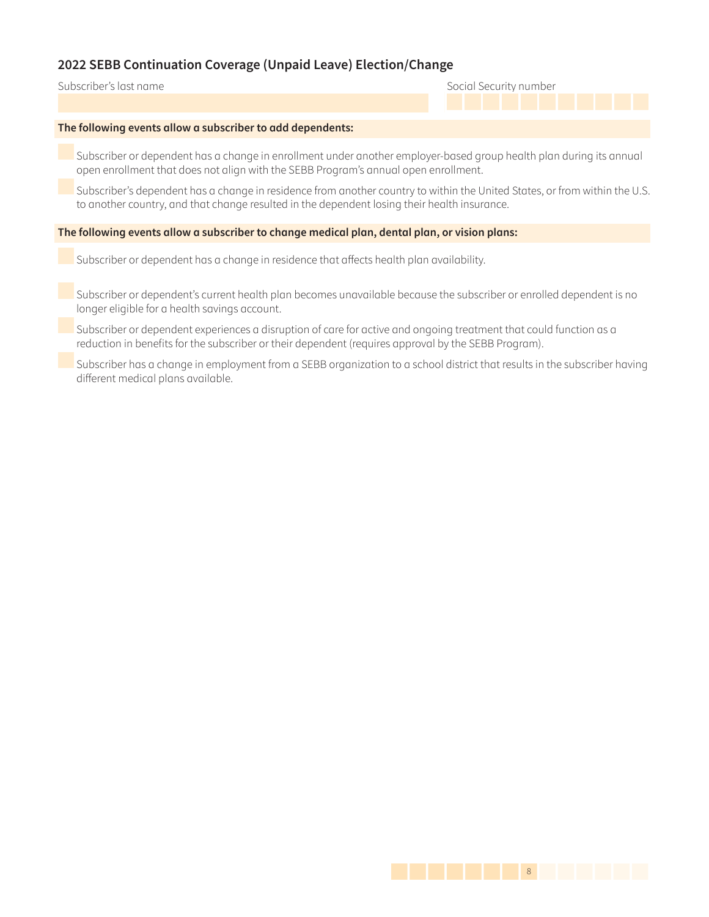## 2022 SEBB Continuation Coverage (Unpaid Leave) Election/Change

Subscriber's last name

Social Security number

**The following events allow a subscriber to add dependents:**

- Subscriber or dependent has a change in enrollment under another employer-based group health plan during its annual open enrollment that does not align with the SEBB Program's annual open enrollment.
- Subscriber's dependent has a change in residence from another country to within the United States, or from within the U.S. to another country, and that change resulted in the dependent losing their health insurance.

**The following events allow a subscriber to change medical plan, dental plan, or vision plans:**

- Subscriber or dependent has a change in residence that affects health plan availability.
- Subscriber or dependent's current health plan becomes unavailable because the subscriber or enrolled dependent is no longer eligible for a health savings account.
- Subscriber or dependent experiences a disruption of care for active and ongoing treatment that could function as a reduction in benefits for the subscriber or their dependent (requires approval by the SEBB Program).
- Subscriber has a change in employment from a SEBB organization to a school district that results in the subscriber having different medical plans available.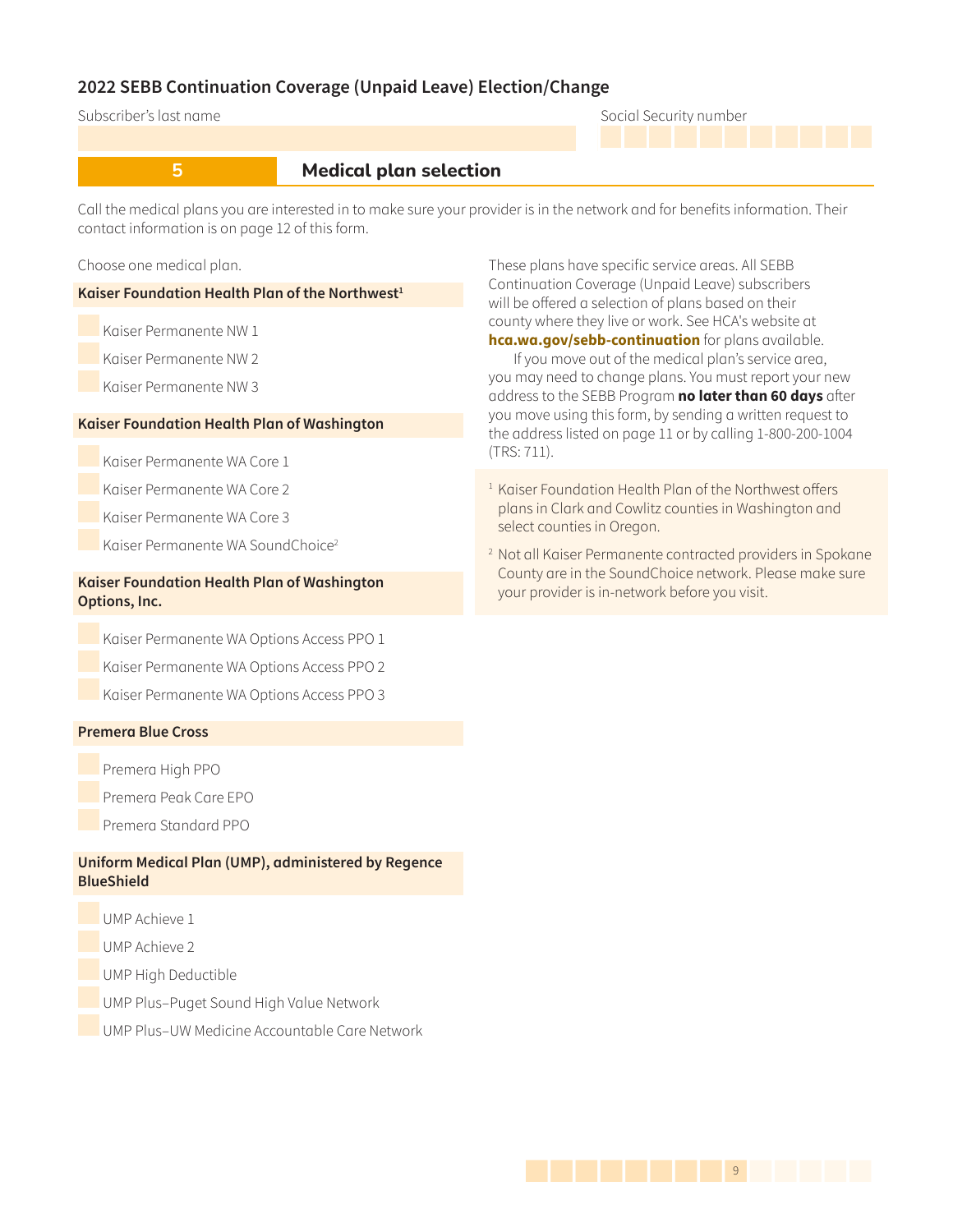## 2022 SEBB Continuation Coverage (Unpaid Leave) Election/Change

Subscriber's last name

Social Security number

## 5 Medical plan selection

Call the medical plans you are interested in to make sure your provider is in the network and for benefits information. Their contact information is on page 12 of this form.

Choose one medical plan.

**Kaiser Foundation Health Plan of the Northwest**[1]

- ☐ Kaiser Permanente NW 1
- ☐ Kaiser Permanente NW 2
- ☐ Kaiser Permanente NW 3

**Kaiser Foundation Health Plan of Washington**

- ☐ Kaiser Permanente WA Core 1
- ☐ Kaiser Permanente WA Core 2
- ☐ Kaiser Permanente WA Core 3
- ☐ Kaiser Permanente WA SoundChoice[2]

**Kaiser Foundation Health Plan of Washington Options, Inc.**

- ☐ Kaiser Permanente WA Options Access PPO 1
- ☐ Kaiser Permanente WA Options Access PPO 2
- ☐ Kaiser Permanente WA Options Access PPO 3

**Premera Blue Cross**

- ☐ Premera High PPO
- ☐ Premera Peak Care EPO
- ☐ Premera Standard PPO

**Uniform Medical Plan (UMP), administered by Regence BlueShield**

- ☐ UMP Achieve 1
- ☐ UMP Achieve 2
- ☐ UMP High Deductible
- ☐ UMP Plus–Puget Sound High Value Network
- ☐ UMP Plus–UW Medicine Accountable Care Network

These plans have specific service areas. All SEBB Continuation Coverage (Unpaid Leave) subscribers will be offered a selection of plans based on their county where they live or work. See HCA's website at **hca.wa.gov/sebb-continuation** for plans available.

If you move out of the medical plan's service area, you may need to change plans. You must report your new address to the SEBB Program **no later than 60 days** after you move using this form, by sending a written request to the address listed on page 11 or by calling 1-800-200-1004 (TRS: 711).

[1] Kaiser Foundation Health Plan of the Northwest offers plans in Clark and Cowlitz counties in Washington and select counties in Oregon.

[2] Not all Kaiser Permanente contracted providers in Spokane County are in the SoundChoice network. Please make sure your provider is in-network before you visit.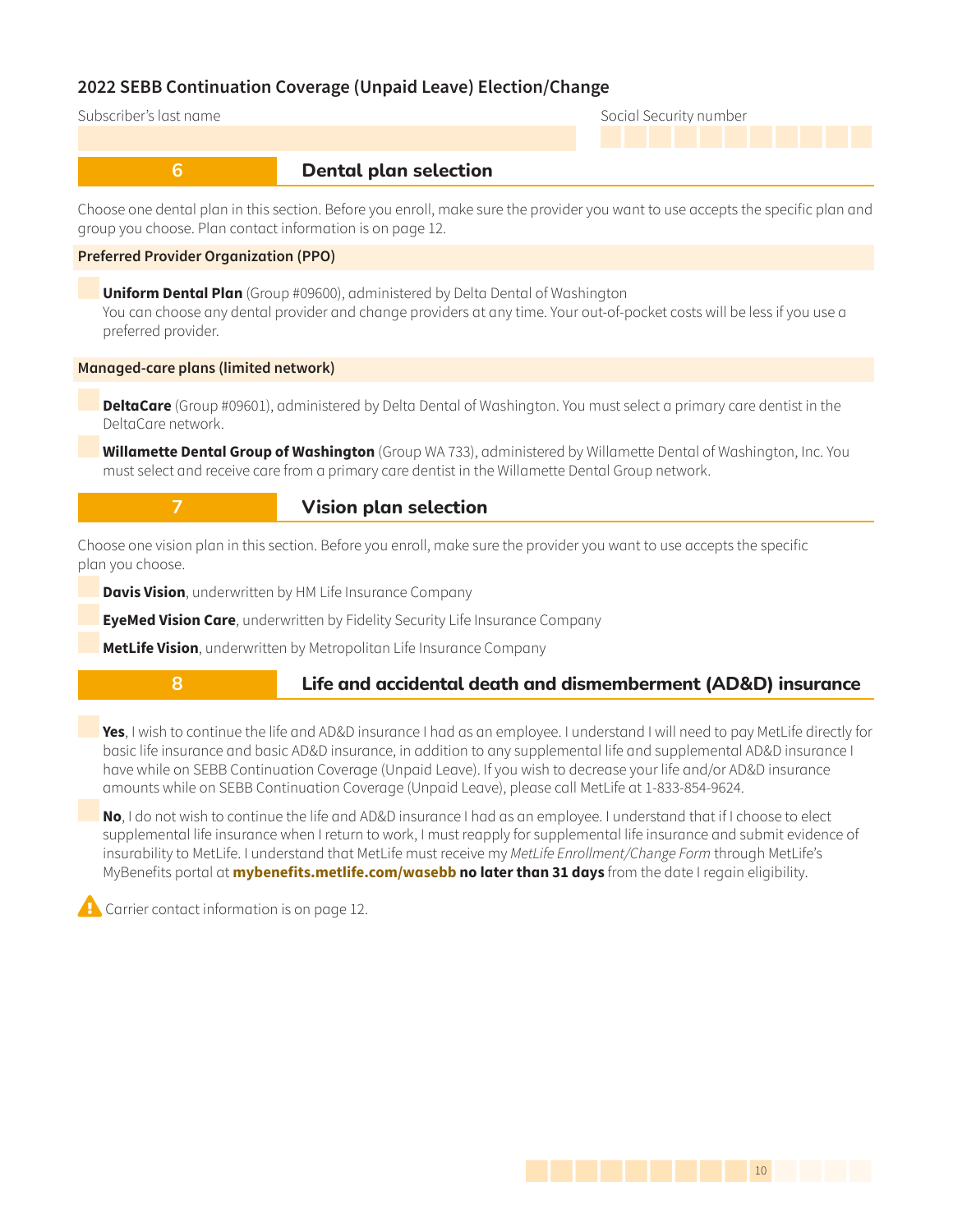## 2022 SEBB Continuation Coverage (Unpaid Leave) Election/Change

Subscriber's last name

Social Security number

## 6 Dental plan selection

Choose one dental plan in this section. Before you enroll, make sure the provider you want to use accepts the specific plan and group you choose. Plan contact information is on page 12.

**Preferred Provider Organization (PPO)**

- **Uniform Dental Plan** (Group #09600), administered by Delta Dental of Washington
  You can choose any dental provider and change providers at any time. Your out-of-pocket costs will be less if you use a preferred provider.

**Managed-care plans (limited network)**

- **DeltaCare** (Group #09601), administered by Delta Dental of Washington. You must select a primary care dentist in the DeltaCare network.
- **Willamette Dental Group of Washington** (Group WA 733), administered by Willamette Dental of Washington, Inc. You must select and receive care from a primary care dentist in the Willamette Dental Group network.

## 7 Vision plan selection

Choose one vision plan in this section. Before you enroll, make sure the provider you want to use accepts the specific plan you choose.

- **Davis Vision**, underwritten by HM Life Insurance Company
- **EyeMed Vision Care**, underwritten by Fidelity Security Life Insurance Company
- **MetLife Vision**, underwritten by Metropolitan Life Insurance Company

## 8 Life and accidental death and dismemberment (AD&D) insurance

- **Yes**, I wish to continue the life and AD&D insurance I had as an employee. I understand I will need to pay MetLife directly for basic life insurance and basic AD&D insurance, in addition to any supplemental life and supplemental AD&D insurance I have while on SEBB Continuation Coverage (Unpaid Leave). If you wish to decrease your life and/or AD&D insurance amounts while on SEBB Continuation Coverage (Unpaid Leave), please call MetLife at 1-833-854-9624.
- **No**, I do not wish to continue the life and AD&D insurance I had as an employee. I understand that if I choose to elect supplemental life insurance when I return to work, I must reapply for supplemental life insurance and submit evidence of insurability to MetLife. I understand that MetLife must receive my *MetLife Enrollment/Change Form* through MetLife's MyBenefits portal at **mybenefits.metlife.com/wasebb** **no later than 31 days** from the date I regain eligibility.

⚠ Carrier contact information is on page 12.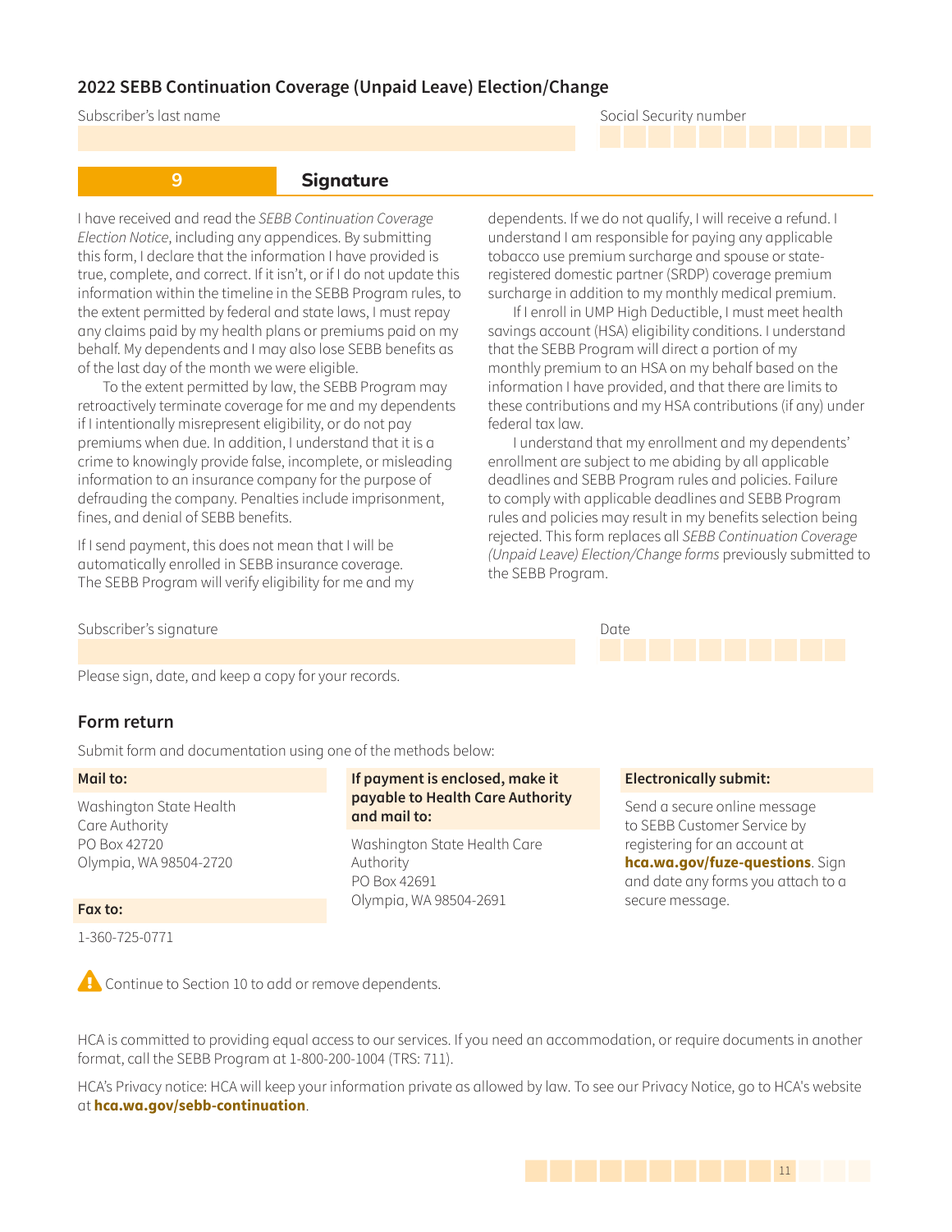## 2022 SEBB Continuation Coverage (Unpaid Leave) Election/Change

Subscriber's last name

Social Security number

### 9 Signature

I have received and read the *SEBB Continuation Coverage Election Notice*, including any appendices. By submitting this form, I declare that the information I have provided is true, complete, and correct. If it isn't, or if I do not update this information within the timeline in the SEBB Program rules, to the extent permitted by federal and state laws, I must repay any claims paid by my health plans or premiums paid on my behalf. My dependents and I may also lose SEBB benefits as of the last day of the month we were eligible.

To the extent permitted by law, the SEBB Program may retroactively terminate coverage for me and my dependents if I intentionally misrepresent eligibility, or do not pay premiums when due. In addition, I understand that it is a crime to knowingly provide false, incomplete, or misleading information to an insurance company for the purpose of defrauding the company. Penalties include imprisonment, fines, and denial of SEBB benefits.

If I send payment, this does not mean that I will be automatically enrolled in SEBB insurance coverage. The SEBB Program will verify eligibility for me and my dependents. If we do not qualify, I will receive a refund. I understand I am responsible for paying any applicable tobacco use premium surcharge and spouse or state-registered domestic partner (SRDP) coverage premium surcharge in addition to my monthly medical premium.

If I enroll in UMP High Deductible, I must meet health savings account (HSA) eligibility conditions. I understand that the SEBB Program will direct a portion of my monthly premium to an HSA on my behalf based on the information I have provided, and that there are limits to these contributions and my HSA contributions (if any) under federal tax law.

I understand that my enrollment and my dependents' enrollment are subject to me abiding by all applicable deadlines and SEBB Program rules and policies. Failure to comply with applicable deadlines and SEBB Program rules and policies may result in my benefits selection being rejected. This form replaces all *SEBB Continuation Coverage (Unpaid Leave) Election/Change forms* previously submitted to the SEBB Program.

Subscriber's signature

Date

Please sign, date, and keep a copy for your records.

### Form return

Submit form and documentation using one of the methods below:

**Mail to:**

Washington State Health Care Authority
PO Box 42720
Olympia, WA 98504-2720

**Fax to:**

1-360-725-0771

**If payment is enclosed, make it payable to Health Care Authority and mail to:**

Washington State Health Care Authority
PO Box 42691
Olympia, WA 98504-2691

**Electronically submit:**

Send a secure online message to SEBB Customer Service by registering for an account at **hca.wa.gov/fuze-questions**. Sign and date any forms you attach to a secure message.

⚠ Continue to Section 10 to add or remove dependents.

HCA is committed to providing equal access to our services. If you need an accommodation, or require documents in another format, call the SEBB Program at 1-800-200-1004 (TRS: 711).

HCA's Privacy notice: HCA will keep your information private as allowed by law. To see our Privacy Notice, go to HCA's website at **hca.wa.gov/sebb-continuation**.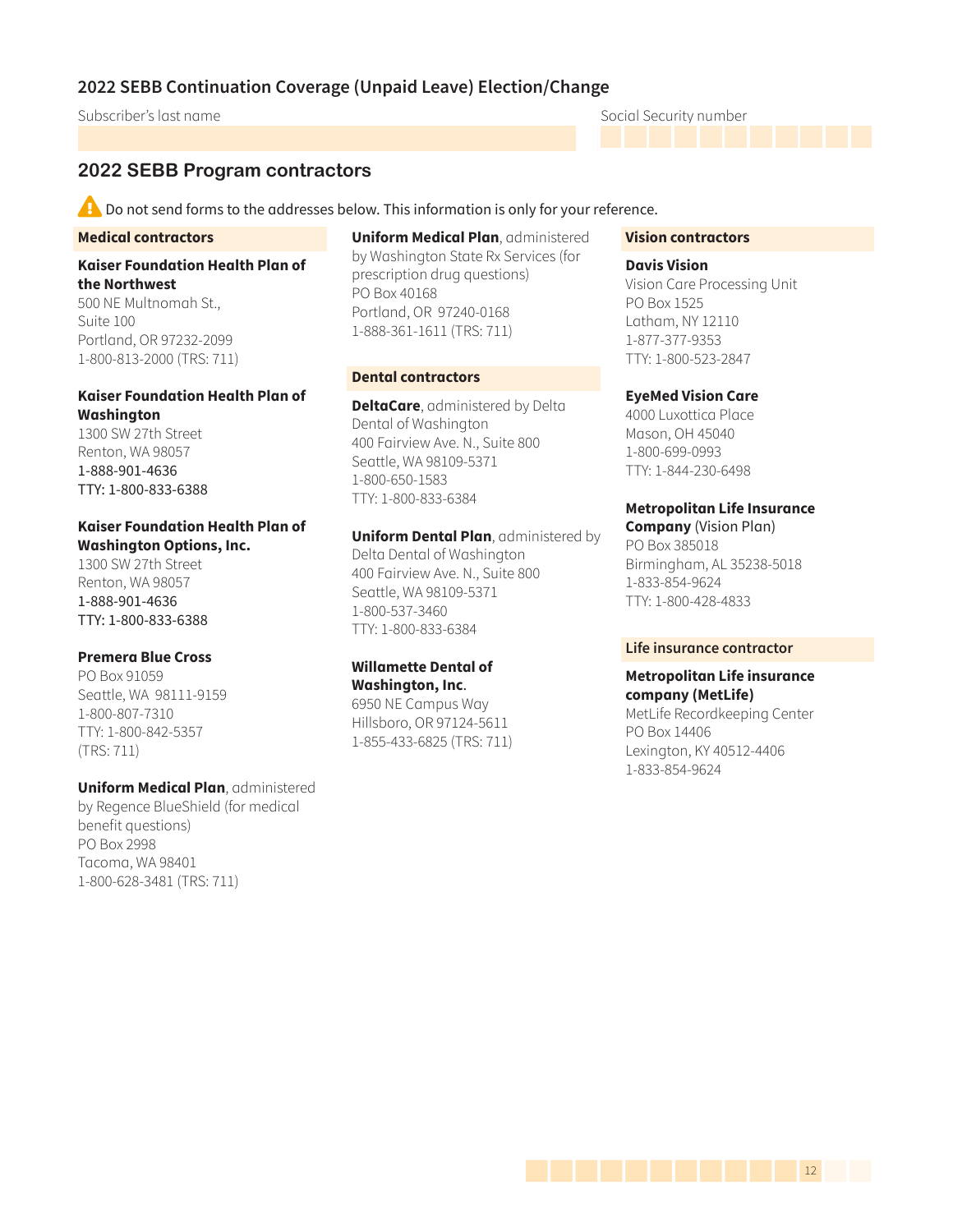## 2022 SEBB Continuation Coverage (Unpaid Leave) Election/Change

Subscriber's last name

Social Security number

## 2022 SEBB Program contractors

⚠ Do not send forms to the addresses below. This information is only for your reference.

### Medical contractors

**Kaiser Foundation Health Plan of the Northwest**
500 NE Multnomah St.,
Suite 100
Portland, OR 97232-2099
1-800-813-2000 (TRS: 711)

**Kaiser Foundation Health Plan of Washington**
1300 SW 27th Street
Renton, WA 98057
1-888-901-4636
TTY: 1-800-833-6388

**Kaiser Foundation Health Plan of Washington Options, Inc.**
1300 SW 27th Street
Renton, WA 98057
1-888-901-4636
TTY: 1-800-833-6388

**Premera Blue Cross**
PO Box 91059
Seattle, WA 98111-9159
1-800-807-7310
TTY: 1-800-842-5357
(TRS: 711)

**Uniform Medical Plan**, administered by Regence BlueShield (for medical benefit questions)
PO Box 2998
Tacoma, WA 98401
1-800-628-3481 (TRS: 711)

**Uniform Medical Plan**, administered by Washington State Rx Services (for prescription drug questions)
PO Box 40168
Portland, OR 97240-0168
1-888-361-1611 (TRS: 711)

### Dental contractors

**DeltaCare**, administered by Delta Dental of Washington
400 Fairview Ave. N., Suite 800
Seattle, WA 98109-5371
1-800-650-1583
TTY: 1-800-833-6384

**Uniform Dental Plan**, administered by Delta Dental of Washington
400 Fairview Ave. N., Suite 800
Seattle, WA 98109-5371
1-800-537-3460
TTY: 1-800-833-6384

**Willamette Dental of Washington, Inc.**
6950 NE Campus Way
Hillsboro, OR 97124-5611
1-855-433-6825 (TRS: 711)

### Vision contractors

**Davis Vision**
Vision Care Processing Unit
PO Box 1525
Latham, NY 12110
1-877-377-9353
TTY: 1-800-523-2847

**EyeMed Vision Care**
4000 Luxottica Place
Mason, OH 45040
1-800-699-0993
TTY: 1-844-230-6498

**Metropolitan Life Insurance Company** (Vision Plan)
PO Box 385018
Birmingham, AL 35238-5018
1-833-854-9624
TTY: 1-800-428-4833

### Life insurance contractor

**Metropolitan Life insurance company (MetLife)**
MetLife Recordkeeping Center
PO Box 14406
Lexington, KY 40512-4406
1-833-854-9624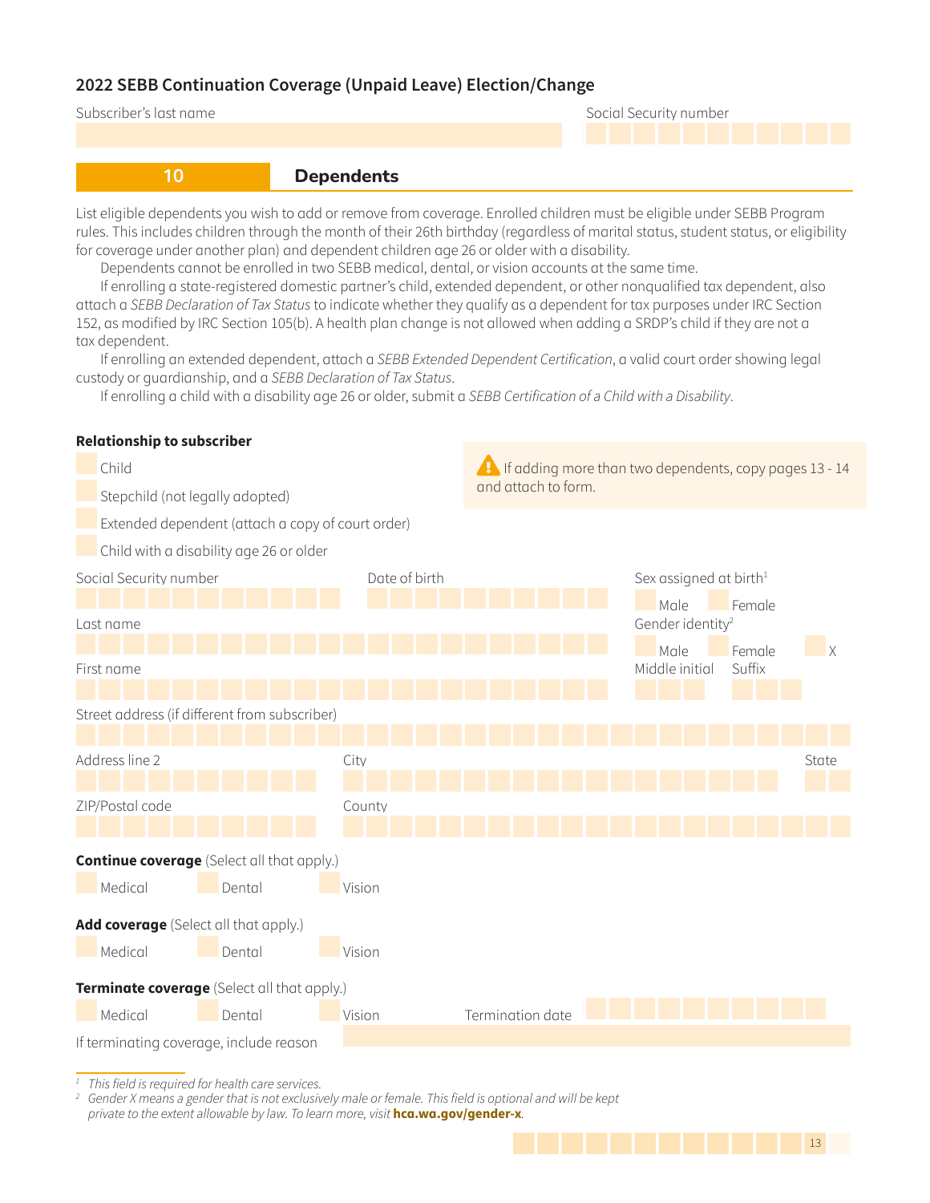## 2022 SEBB Continuation Coverage (Unpaid Leave) Election/Change

Subscriber's last name

Social Security number

## 10 Dependents

List eligible dependents you wish to add or remove from coverage. Enrolled children must be eligible under SEBB Program rules. This includes children through the month of their 26th birthday (regardless of marital status, student status, or eligibility for coverage under another plan) and dependent children age 26 or older with a disability.

Dependents cannot be enrolled in two SEBB medical, dental, or vision accounts at the same time.

If enrolling a state-registered domestic partner's child, extended dependent, or other nonqualified tax dependent, also attach a *SEBB Declaration of Tax Status* to indicate whether they qualify as a dependent for tax purposes under IRC Section 152, as modified by IRC Section 105(b). A health plan change is not allowed when adding a SRDP's child if they are not a tax dependent.

If enrolling an extended dependent, attach a *SEBB Extended Dependent Certification*, a valid court order showing legal custody or guardianship, and a *SEBB Declaration of Tax Status*.

If enrolling a child with a disability age 26 or older, submit a *SEBB Certification of a Child with a Disability*.

**Relationship to subscriber**

- Child
- Stepchild (not legally adopted)
- Extended dependent (attach a copy of court order)
- Child with a disability age 26 or older

⚠ If adding more than two dependents, copy pages 13 - 14 and attach to form.

Social Security number

Date of birth

Sex assigned at birth[1]
- Male
- Female

Last name

Gender identity[2]
- Male
- Female
- X

First name

Middle initial

Suffix

Street address (if different from subscriber)

Address line 2

City

State

ZIP/Postal code

County

**Continue coverage** (Select all that apply.)
- Medical
- Dental
- Vision

**Add coverage** (Select all that apply.)
- Medical
- Dental
- Vision

**Terminate coverage** (Select all that apply.)
- Medical
- Dental
- Vision

Termination date

If terminating coverage, include reason

---

[1] *This field is required for health care services.*

[2] *Gender X means a gender that is not exclusively male or female. This field is optional and will be kept private to the extent allowable by law. To learn more, visit* **hca.wa.gov/gender-x**.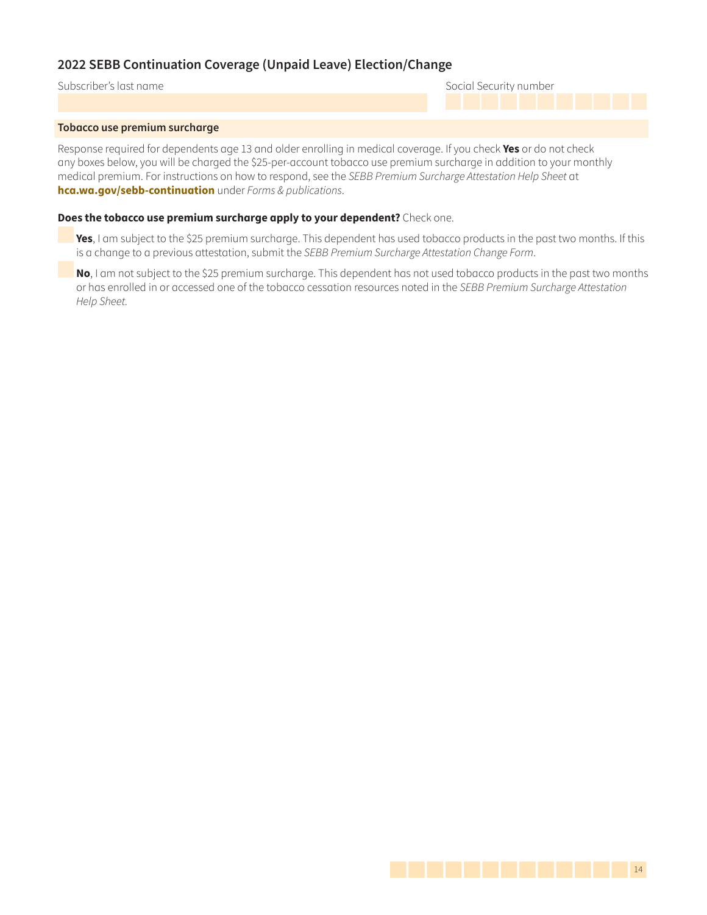## 2022 SEBB Continuation Coverage (Unpaid Leave) Election/Change

Subscriber's last name

Social Security number

**Tobacco use premium surcharge**

Response required for dependents age 13 and older enrolling in medical coverage. If you check **Yes** or do not check any boxes below, you will be charged the $25-per-account tobacco use premium surcharge in addition to your monthly medical premium. For instructions on how to respond, see the *SEBB Premium Surcharge Attestation Help Sheet* at **hca.wa.gov/sebb-continuation** under *Forms & publications*.

**Does the tobacco use premium surcharge apply to your dependent?** Check one.

- ☐ **Yes**, I am subject to the $25 premium surcharge. This dependent has used tobacco products in the past two months. If this is a change to a previous attestation, submit the *SEBB Premium Surcharge Attestation Change Form*.
- ☐ **No**, I am not subject to the $25 premium surcharge. This dependent has not used tobacco products in the past two months or has enrolled in or accessed one of the tobacco cessation resources noted in the *SEBB Premium Surcharge Attestation Help Sheet*.